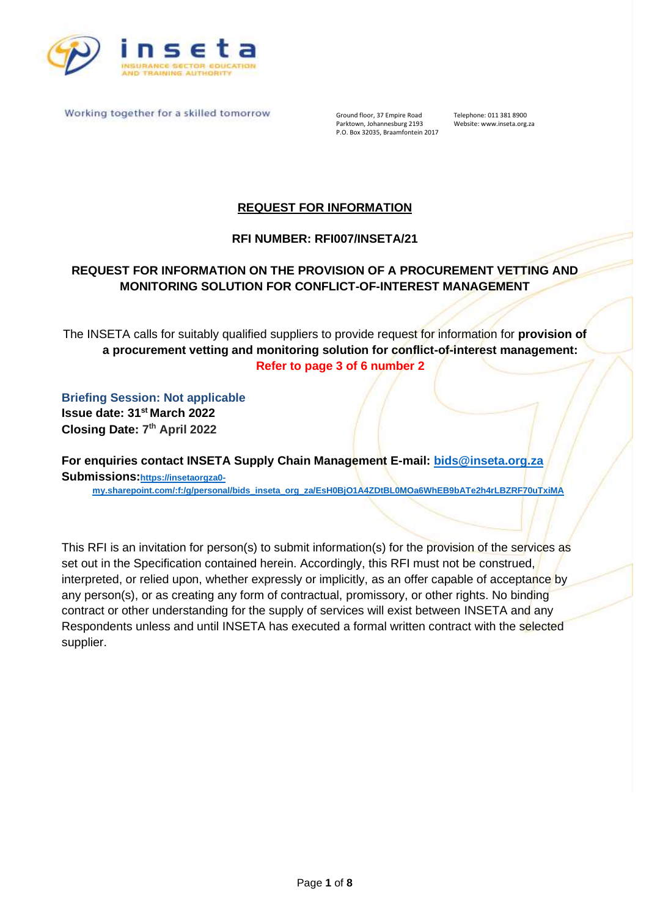inseta

INSURANCE SECTOR EDUCATION AND TRAINING AUTHORITY

Working together for a skilled tomorrow

Ground floor, 37 Empire Road
Parktown, Johannesburg 2193
P.O. Box 32035, Braamfontein 2017

Telephone: 011 381 8900
Website: www.inseta.org.za

# REQUEST FOR INFORMATION

## RFI NUMBER: RFI007/INSETA/21

## REQUEST FOR INFORMATION ON THE PROVISION OF A PROCUREMENT VETTING AND MONITORING SOLUTION FOR CONFLICT-OF-INTEREST MANAGEMENT

The INSETA calls for suitably qualified suppliers to provide request for information for **provision of a procurement vetting and monitoring solution for conflict-of-interest management:** **Refer to page 3 of 6 number 2**

**Briefing Session: Not applicable**
**Issue date: 31st March 2022**
**Closing Date: 7th April 2022**

**For enquiries contact INSETA Supply Chain Management E-mail: bids@inseta.org.za**
**Submissions: https://insetaorgza0-my.sharepoint.com/:f:/g/personal/bids_inseta_org_za/EsH0BjO1A4ZDtBL0MOa6WhEB9bATe2h4rLBZRF70uTxiMA**

This RFI is an invitation for person(s) to submit information(s) for the provision of the services as set out in the Specification contained herein. Accordingly, this RFI must not be construed, interpreted, or relied upon, whether expressly or implicitly, as an offer capable of acceptance by any person(s), or as creating any form of contractual, promissory, or other rights. No binding contract or other understanding for the supply of services will exist between INSETA and any Respondents unless and until INSETA has executed a formal written contract with the selected supplier.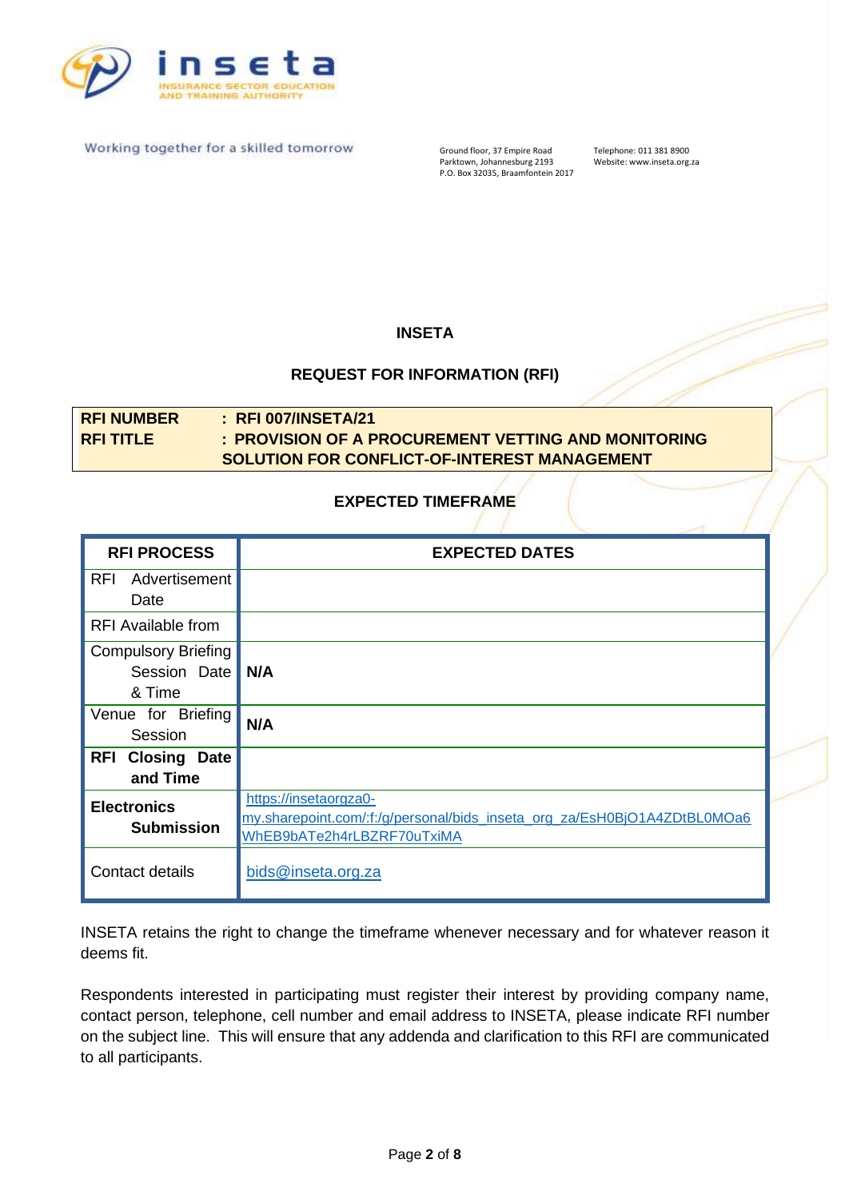inseta

INSURANCE SECTOR EDUCATION AND TRAINING AUTHORITY

Working together for a skilled tomorrow

Ground floor, 37 Empire Road
Parktown, Johannesburg 2193
P.O. Box 32035, Braamfontein 2017

Telephone: 011 381 8900
Website: www.inseta.org.za

**INSETA**

**REQUEST FOR INFORMATION (RFI)**

| | |
|---|---|
| **RFI NUMBER** | **: RFI 007/INSETA/21** |
| **RFI TITLE** | **: PROVISION OF A PROCUREMENT VETTING AND MONITORING SOLUTION FOR CONFLICT-OF-INTEREST MANAGEMENT** |

**EXPECTED TIMEFRAME**

| RFI PROCESS | EXPECTED DATES |
|---|---|
| RFI Advertisement Date | |
| RFI Available from | |
| Compulsory Briefing Session Date & Time | **N/A** |
| Venue for Briefing Session | **N/A** |
| **RFI Closing Date and Time** | |
| **Electronics Submission** | https://insetaorgza0-my.sharepoint.com/:f:/g/personal/bids_inseta_org_za/EsH0BjO1A4ZDtBL0MOa6WhEB9bATe2h4rLBZRF70uTxiMA |
| Contact details | bids@inseta.org.za |

INSETA retains the right to change the timeframe whenever necessary and for whatever reason it deems fit.

Respondents interested in participating must register their interest by providing company name, contact person, telephone, cell number and email address to INSETA, please indicate RFI number on the subject line. This will ensure that any addenda and clarification to this RFI are communicated to all participants.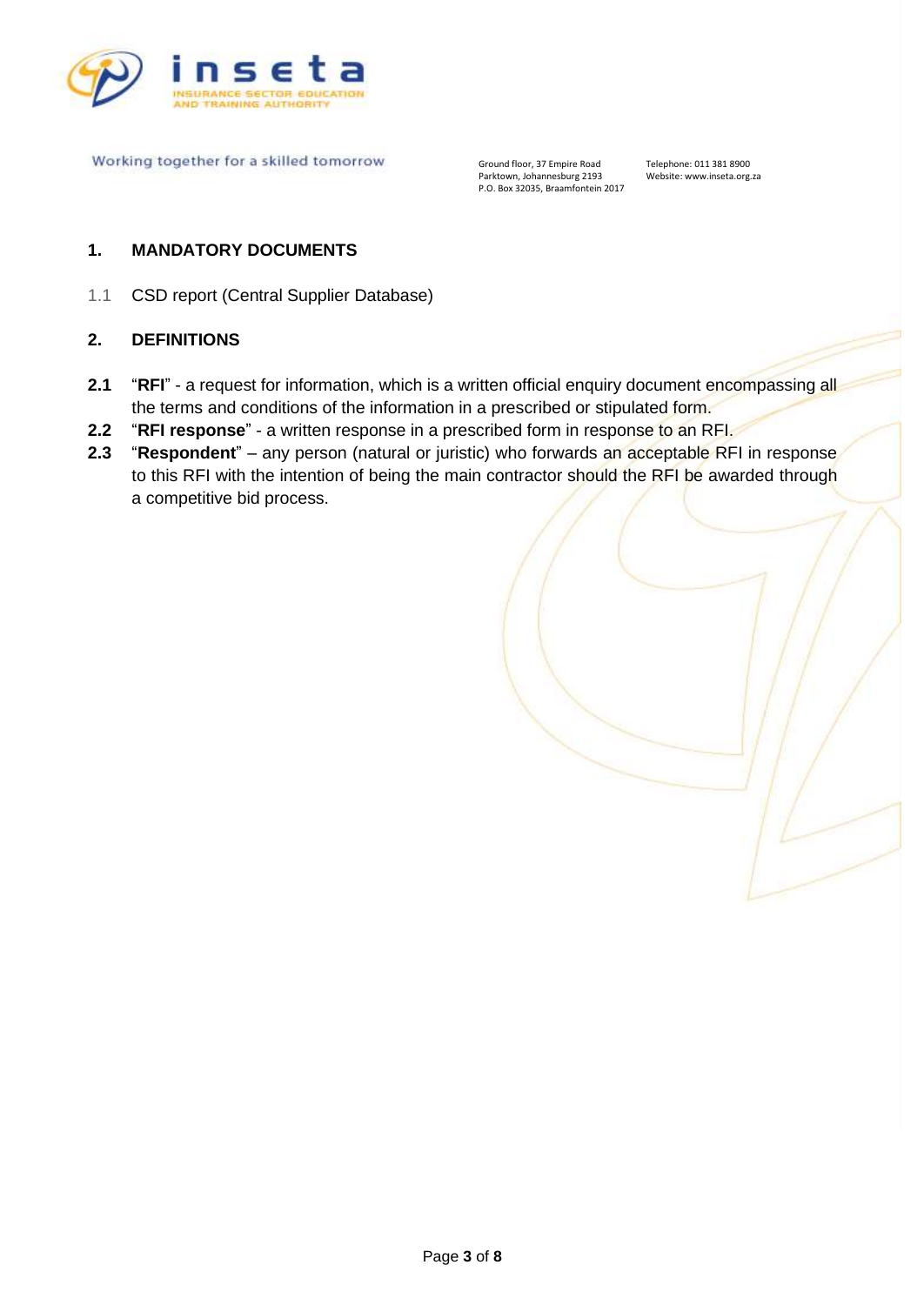## 1. MANDATORY DOCUMENTS

1.1 CSD report (Central Supplier Database)

## 2. DEFINITIONS

**2.1** "**RFI**" - a request for information, which is a written official enquiry document encompassing all the terms and conditions of the information in a prescribed or stipulated form.

**2.2** "**RFI response**" - a written response in a prescribed form in response to an RFI.

**2.3** "**Respondent**" – any person (natural or juristic) who forwards an acceptable RFI in response to this RFI with the intention of being the main contractor should the RFI be awarded through a competitive bid process.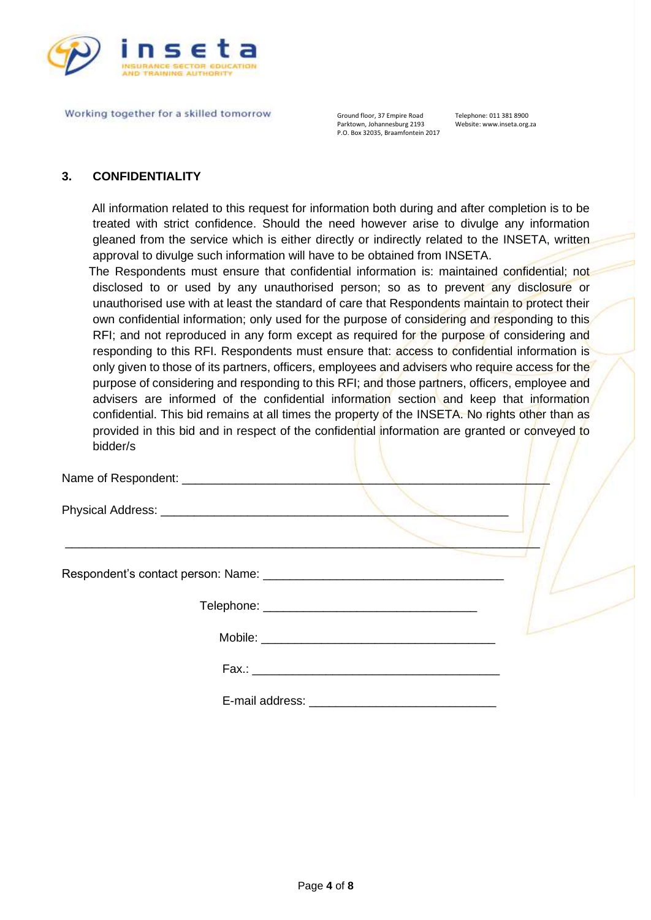## 3. CONFIDENTIALITY

All information related to this request for information both during and after completion is to be treated with strict confidence. Should the need however arise to divulge any information gleaned from the service which is either directly or indirectly related to the INSETA, written approval to divulge such information will have to be obtained from INSETA.

The Respondents must ensure that confidential information is: maintained confidential; not disclosed to or used by any unauthorised person; so as to prevent any disclosure or unauthorised use with at least the standard of care that Respondents maintain to protect their own confidential information; only used for the purpose of considering and responding to this RFI; and not reproduced in any form except as required for the purpose of considering and responding to this RFI. Respondents must ensure that: access to confidential information is only given to those of its partners, officers, employees and advisers who require access for the purpose of considering and responding to this RFI; and those partners, officers, employee and advisers are informed of the confidential information section and keep that information confidential. This bid remains at all times the property of the INSETA. No rights other than as provided in this bid and in respect of the confidential information are granted or conveyed to bidder/s

Name of Respondent: ________________________________________________________

Physical Address: _____________________________________________________

________________________________________________________________________

Respondent's contact person: Name: ____________________________________

Telephone: ________________________________

Mobile: ___________________________________

Fax.: _____________________________________

E-mail address: ___________________________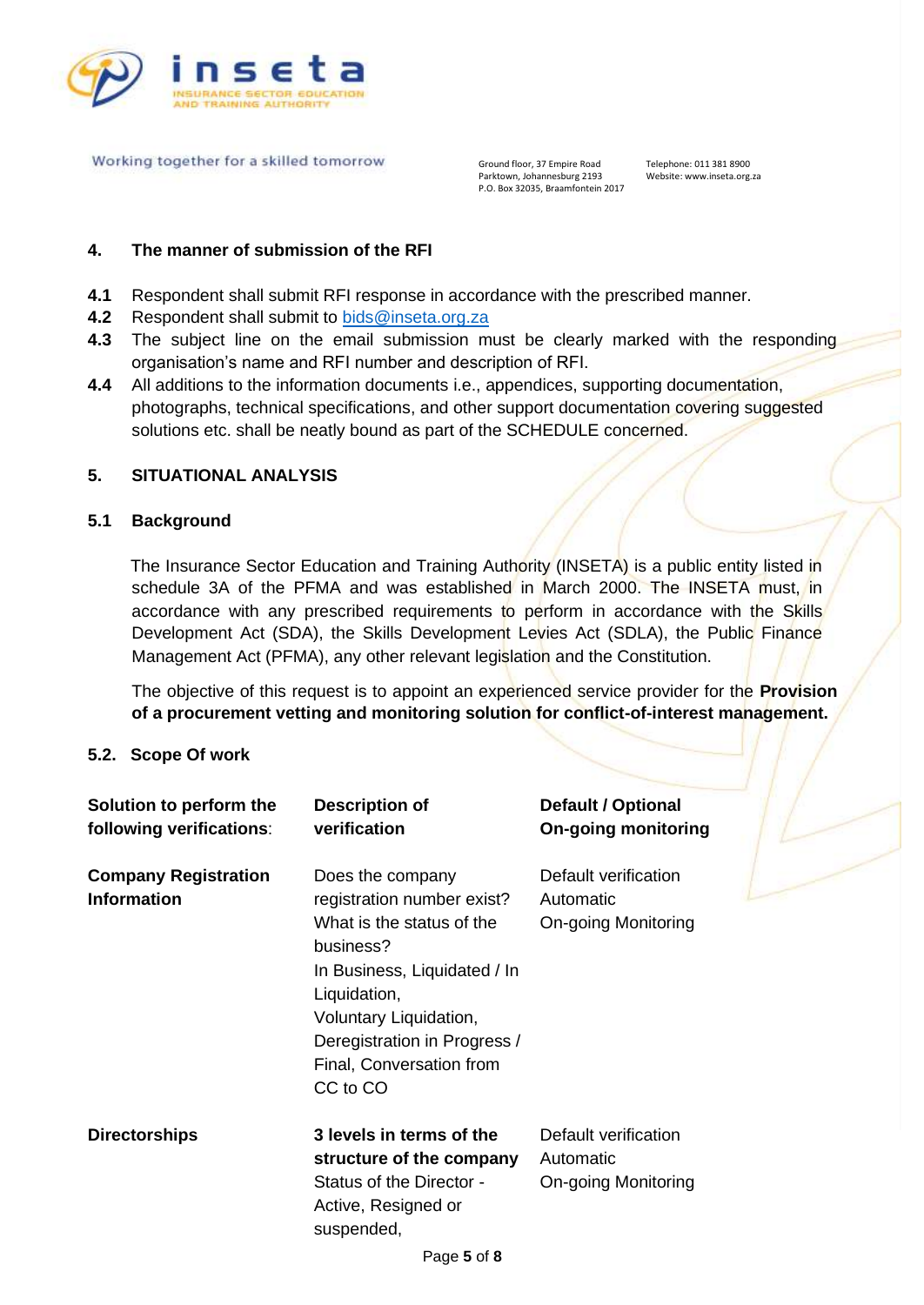## 4. The manner of submission of the RFI

**4.1** Respondent shall submit RFI response in accordance with the prescribed manner.

**4.2** Respondent shall submit to bids@inseta.org.za

**4.3** The subject line on the email submission must be clearly marked with the responding organisation's name and RFI number and description of RFI.

**4.4** All additions to the information documents i.e., appendices, supporting documentation, photographs, technical specifications, and other support documentation covering suggested solutions etc. shall be neatly bound as part of the SCHEDULE concerned.

## 5. SITUATIONAL ANALYSIS

### 5.1 Background

The Insurance Sector Education and Training Authority (INSETA) is a public entity listed in schedule 3A of the PFMA and was established in March 2000. The INSETA must, in accordance with any prescribed requirements to perform in accordance with the Skills Development Act (SDA), the Skills Development Levies Act (SDLA), the Public Finance Management Act (PFMA), any other relevant legislation and the Constitution.

The objective of this request is to appoint an experienced service provider for the **Provision of a procurement vetting and monitoring solution for conflict-of-interest management.**

### 5.2. Scope Of work

| Solution to perform the following verifications: | Description of verification | Default / Optional On-going monitoring |
|---|---|---|
| **Company Registration Information** | Does the company registration number exist? What is the status of the business? In Business, Liquidated / In Liquidation, Voluntary Liquidation, Deregistration in Progress / Final, Conversation from CC to CO | Default verification Automatic On-going Monitoring |
| **Directorships** | **3 levels in terms of the structure of the company** Status of the Director - Active, Resigned or suspended, | Default verification Automatic On-going Monitoring |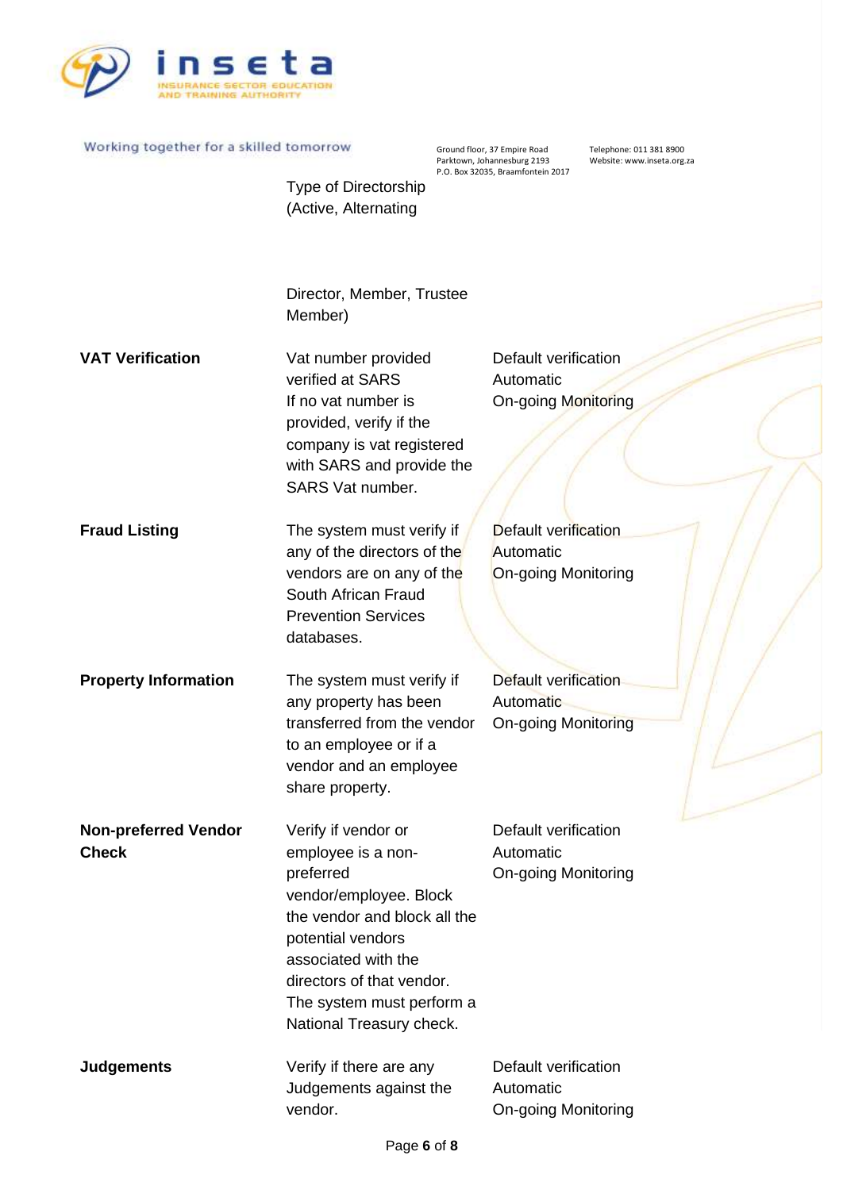| | | |
|---|---|---|
| | Type of Directorship (Active, Alternating<br><br>Director, Member, Trustee Member) | |
| **VAT Verification** | Vat number provided verified at SARS<br>If no vat number is provided, verify if the company is vat registered with SARS and provide the SARS Vat number. | Default verification<br>Automatic<br>On-going Monitoring |
| **Fraud Listing** | The system must verify if any of the directors of the vendors are on any of the South African Fraud Prevention Services databases. | Default verification<br>Automatic<br>On-going Monitoring |
| **Property Information** | The system must verify if any property has been transferred from the vendor to an employee or if a vendor and an employee share property. | Default verification<br>Automatic<br>On-going Monitoring |
| **Non-preferred Vendor Check** | Verify if vendor or employee is a non-preferred vendor/employee. Block the vendor and block all the potential vendors associated with the directors of that vendor.<br>The system must perform a National Treasury check. | Default verification<br>Automatic<br>On-going Monitoring |
| **Judgements** | Verify if there are any Judgements against the vendor. | Default verification<br>Automatic<br>On-going Monitoring |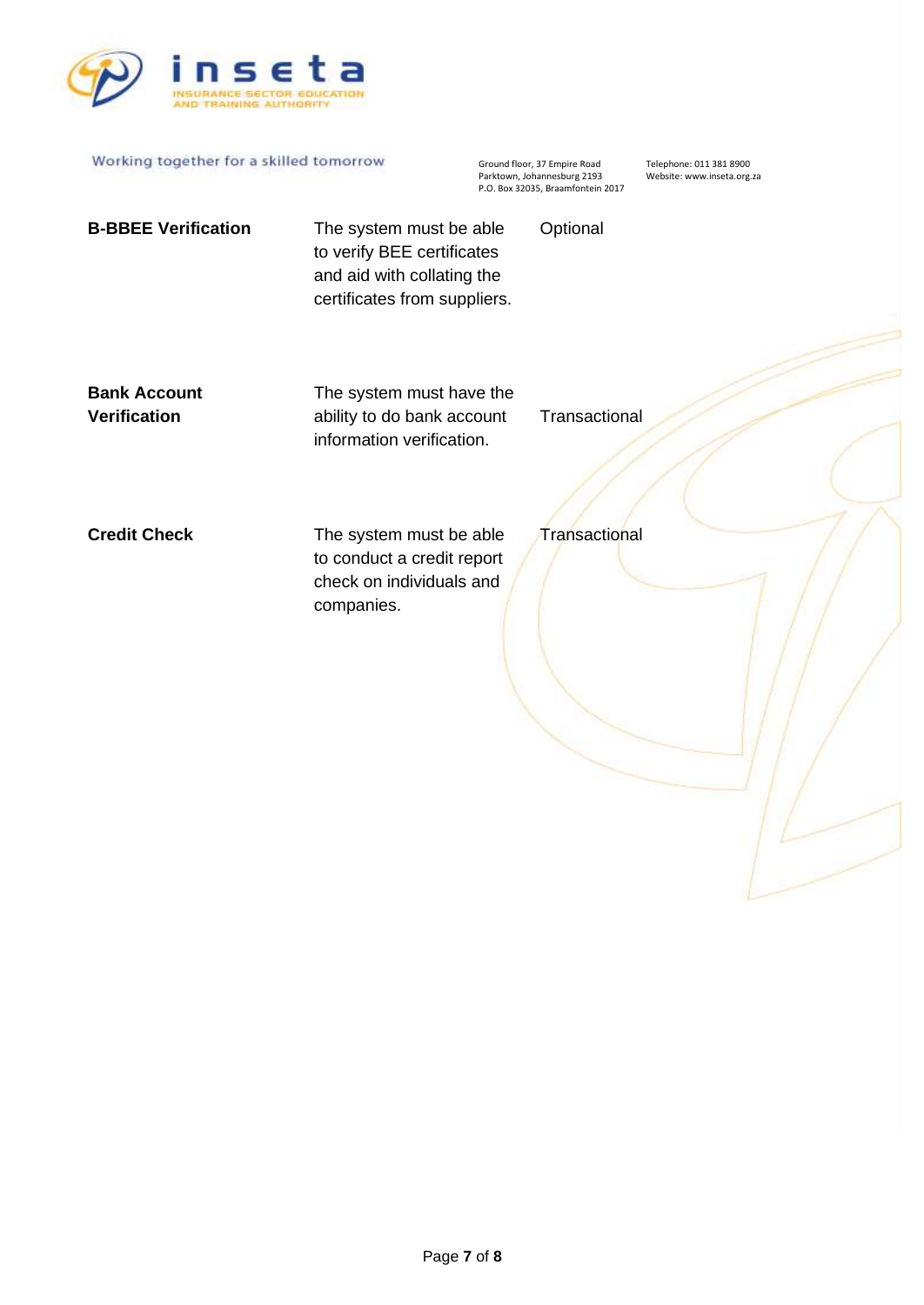| | | |
|---|---|---|
| **B-BBEE Verification** | The system must be able to verify BEE certificates and aid with collating the certificates from suppliers. | Optional |
| **Bank Account Verification** | The system must have the ability to do bank account information verification. | Transactional |
| **Credit Check** | The system must be able to conduct a credit report check on individuals and companies. | Transactional |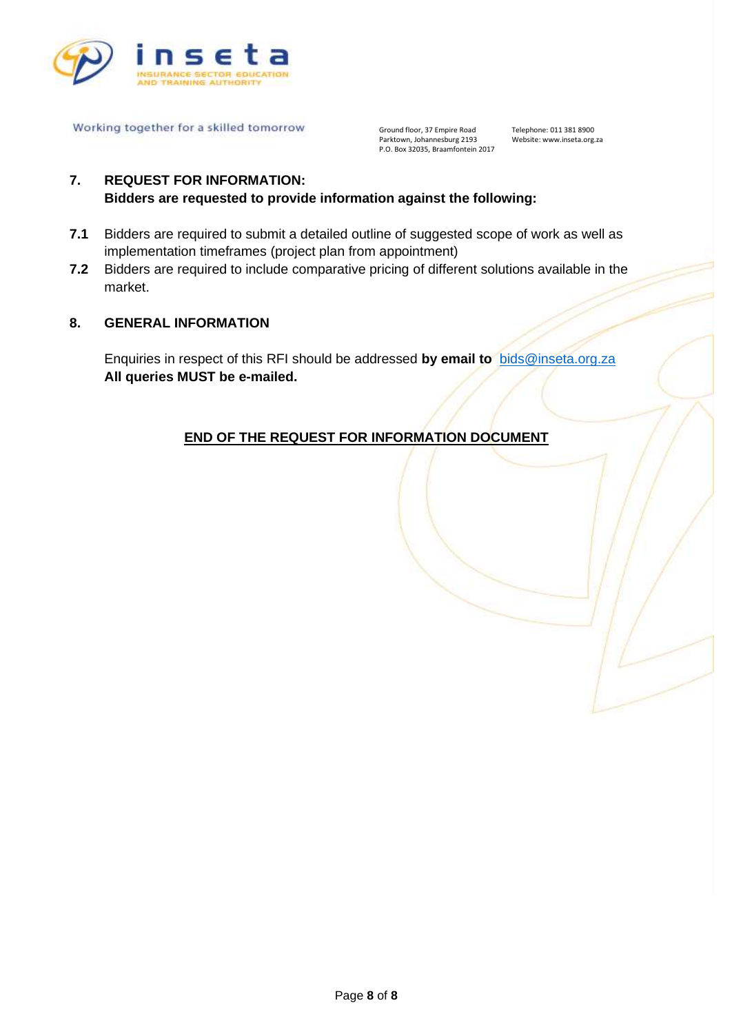## 7. REQUEST FOR INFORMATION:

**Bidders are requested to provide information against the following:**

**7.1** Bidders are required to submit a detailed outline of suggested scope of work as well as implementation timeframes (project plan from appointment)

**7.2** Bidders are required to include comparative pricing of different solutions available in the market.

## 8. GENERAL INFORMATION

Enquiries in respect of this RFI should be addressed **by email to** bids@inseta.org.za
**All queries MUST be e-mailed.**

**END OF THE REQUEST FOR INFORMATION DOCUMENT**